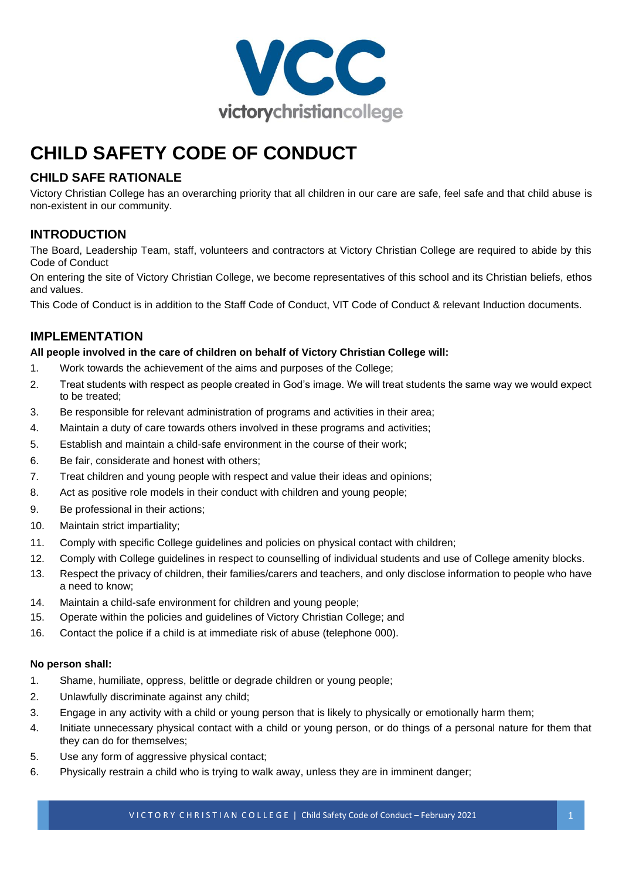# CHILD SAFETY CODE OF CONDUCT

## CHILD SAFE RATIONALE

Victory Christian College has an overarching priority that all children in our care are safe, feel safe and that child abuse is non-existent in our community.

## INTRODUCTION

The Board, Leadership Team, staff, volunteers and contractors at Victory Christian College are required to abide by this Code of Conduct

On entering the site of Victory Christian College, we become representatives of this school and its Christian beliefs, ethos and values.

This Code of Conduct is in addition to the Staff Code of Conduct, VIT Code of Conduct & relevant Induction documents.

## IMPLEMENTATION

**All people involved in the care of children on behalf of Victory Christian College will:**

1. Work towards the achievement of the aims and purposes of the College;
2. Treat students with respect as people created in God's image. We will treat students the same way we would expect to be treated;
3. Be responsible for relevant administration of programs and activities in their area;
4. Maintain a duty of care towards others involved in these programs and activities;
5. Establish and maintain a child-safe environment in the course of their work;
6. Be fair, considerate and honest with others;
7. Treat children and young people with respect and value their ideas and opinions;
8. Act as positive role models in their conduct with children and young people;
9. Be professional in their actions;
10. Maintain strict impartiality;
11. Comply with specific College guidelines and policies on physical contact with children;
12. Comply with College guidelines in respect to counselling of individual students and use of College amenity blocks.
13. Respect the privacy of children, their families/carers and teachers, and only disclose information to people who have a need to know;
14. Maintain a child-safe environment for children and young people;
15. Operate within the policies and guidelines of Victory Christian College; and
16. Contact the police if a child is at immediate risk of abuse (telephone 000).

**No person shall:**

1. Shame, humiliate, oppress, belittle or degrade children or young people;
2. Unlawfully discriminate against any child;
3. Engage in any activity with a child or young person that is likely to physically or emotionally harm them;
4. Initiate unnecessary physical contact with a child or young person, or do things of a personal nature for them that they can do for themselves;
5. Use any form of aggressive physical contact;
6. Physically restrain a child who is trying to walk away, unless they are in imminent danger;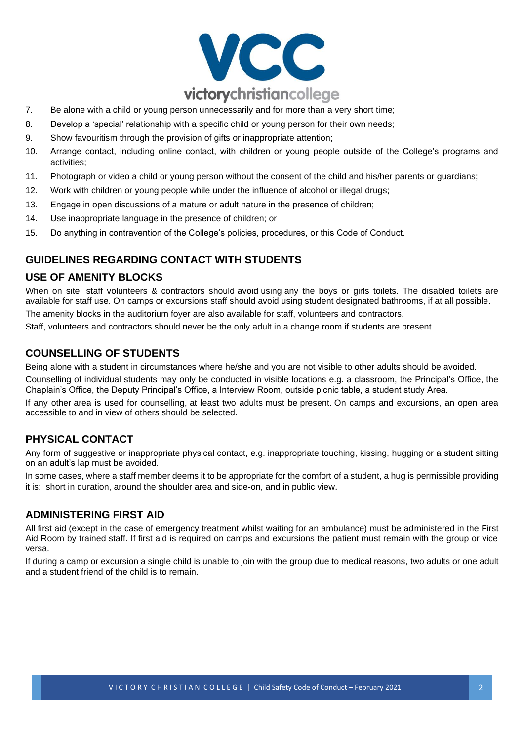7. Be alone with a child or young person unnecessarily and for more than a very short time;
8. Develop a 'special' relationship with a specific child or young person for their own needs;
9. Show favouritism through the provision of gifts or inappropriate attention;
10. Arrange contact, including online contact, with children or young people outside of the College's programs and activities;
11. Photograph or video a child or young person without the consent of the child and his/her parents or guardians;
12. Work with children or young people while under the influence of alcohol or illegal drugs;
13. Engage in open discussions of a mature or adult nature in the presence of children;
14. Use inappropriate language in the presence of children; or
15. Do anything in contravention of the College's policies, procedures, or this Code of Conduct.

## GUIDELINES REGARDING CONTACT WITH STUDENTS

### USE OF AMENITY BLOCKS

When on site, staff volunteers & contractors should avoid using any the boys or girls toilets. The disabled toilets are available for staff use. On camps or excursions staff should avoid using student designated bathrooms, if at all possible.

The amenity blocks in the auditorium foyer are also available for staff, volunteers and contractors.

Staff, volunteers and contractors should never be the only adult in a change room if students are present.

### COUNSELLING OF STUDENTS

Being alone with a student in circumstances where he/she and you are not visible to other adults should be avoided.

Counselling of individual students may only be conducted in visible locations e.g. a classroom, the Principal's Office, the Chaplain's Office, the Deputy Principal's Office, a Interview Room, outside picnic table, a student study Area.

If any other area is used for counselling, at least two adults must be present. On camps and excursions, an open area accessible to and in view of others should be selected.

### PHYSICAL CONTACT

Any form of suggestive or inappropriate physical contact, e.g. inappropriate touching, kissing, hugging or a student sitting on an adult's lap must be avoided.

In some cases, where a staff member deems it to be appropriate for the comfort of a student, a hug is permissible providing it is: short in duration, around the shoulder area and side-on, and in public view.

### ADMINISTERING FIRST AID

All first aid (except in the case of emergency treatment whilst waiting for an ambulance) must be administered in the First Aid Room by trained staff. If first aid is required on camps and excursions the patient must remain with the group or vice versa.

If during a camp or excursion a single child is unable to join with the group due to medical reasons, two adults or one adult and a student friend of the child is to remain.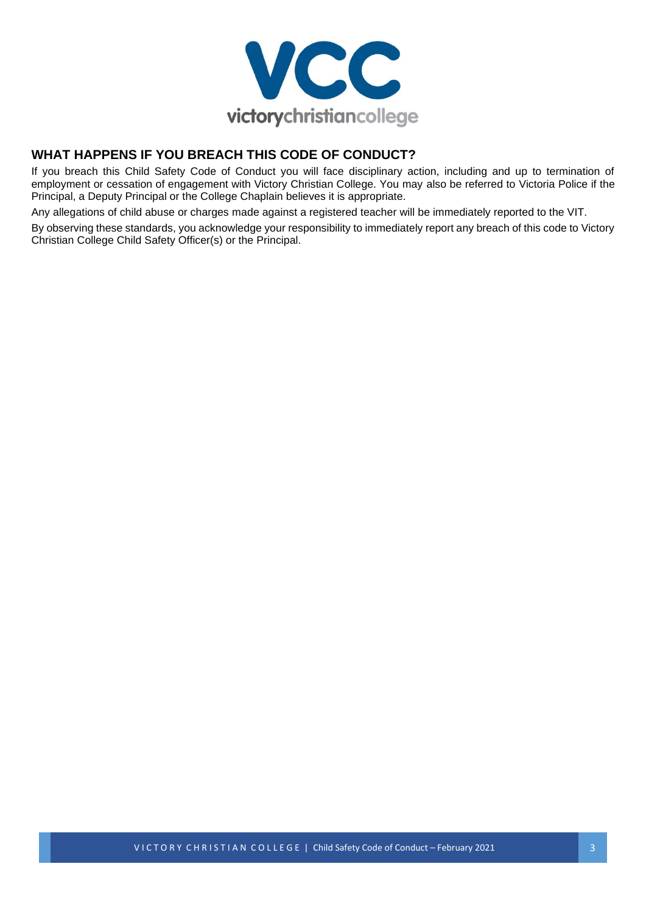## WHAT HAPPENS IF YOU BREACH THIS CODE OF CONDUCT?

If you breach this Child Safety Code of Conduct you will face disciplinary action, including and up to termination of employment or cessation of engagement with Victory Christian College. You may also be referred to Victoria Police if the Principal, a Deputy Principal or the College Chaplain believes it is appropriate.

Any allegations of child abuse or charges made against a registered teacher will be immediately reported to the VIT.

By observing these standards, you acknowledge your responsibility to immediately report any breach of this code to Victory Christian College Child Safety Officer(s) or the Principal.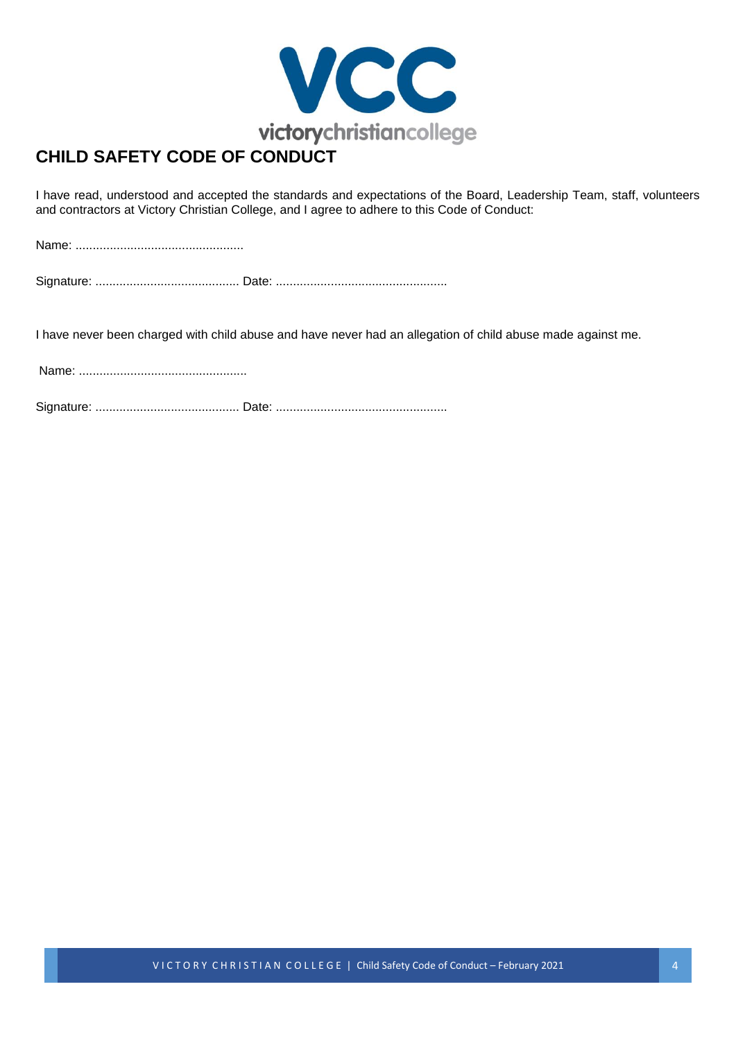# CHILD SAFETY CODE OF CONDUCT

I have read, understood and accepted the standards and expectations of the Board, Leadership Team, staff, volunteers and contractors at Victory Christian College, and I agree to adhere to this Code of Conduct:

Name: .................................................

Signature: .......................................... Date: ..................................................

I have never been charged with child abuse and have never had an allegation of child abuse made against me.

Name: .................................................

Signature: .......................................... Date: ..................................................